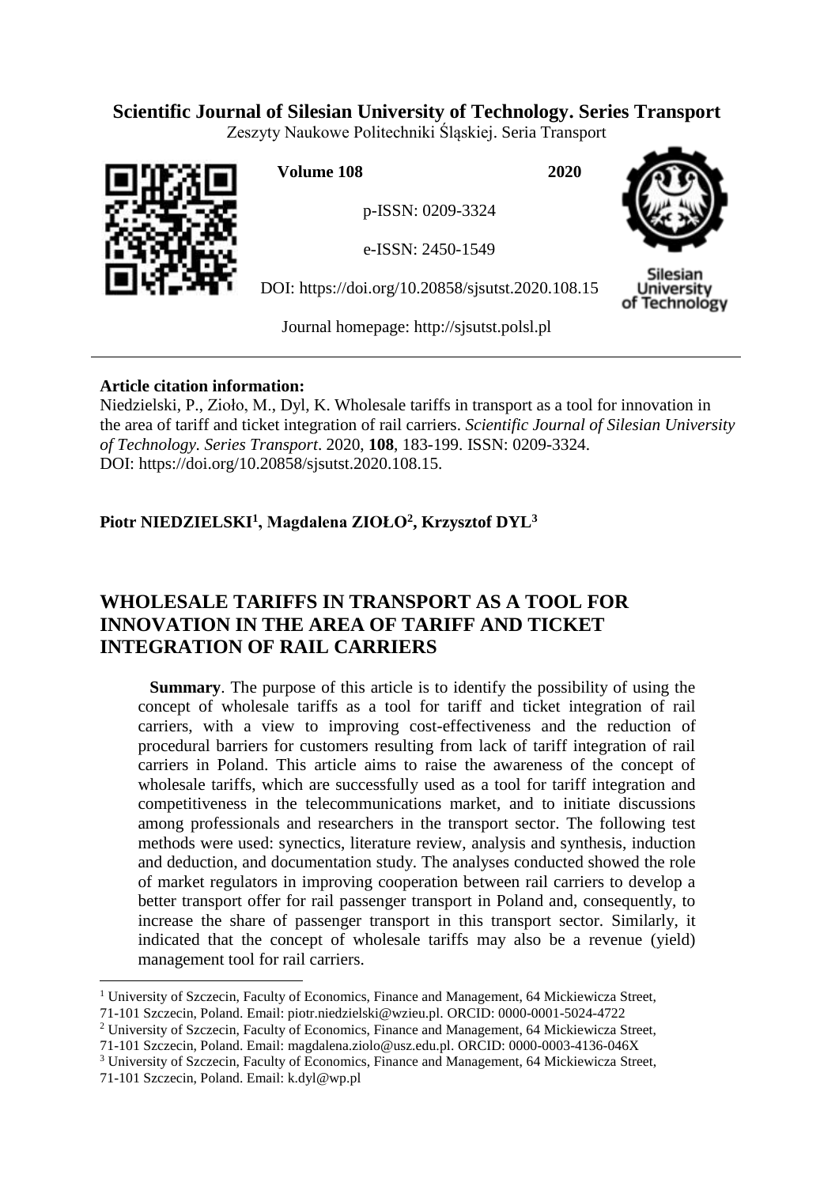**Scientific Journal of Silesian University of Technology. Series Transport**

Zeszyty Naukowe Politechniki Śląskiej. Seria Transport

**Volume 108** **2020**

p-ISSN: 0209-3324

e-ISSN: 2450-1549

DOI: https://doi.org/10.20858/sjsutst.2020.108.15

Journal homepage: http://sjsutst.polsl.pl

---

**Article citation information:**

Niedzielski, P., Zioło, M., Dyl, K. Wholesale tariffs in transport as a tool for innovation in the area of tariff and ticket integration of rail carriers. *Scientific Journal of Silesian University of Technology. Series Transport*. 2020, **108**, 183-199. ISSN: 0209-3324. DOI: https://doi.org/10.20858/sjsutst.2020.108.15.

**Piotr NIEDZIELSKI[1], Magdalena ZIOŁO[2], Krzysztof DYL[3]**

# WHOLESALE TARIFFS IN TRANSPORT AS A TOOL FOR INNOVATION IN THE AREA OF TARIFF AND TICKET INTEGRATION OF RAIL CARRIERS

**Summary**. The purpose of this article is to identify the possibility of using the concept of wholesale tariffs as a tool for tariff and ticket integration of rail carriers, with a view to improving cost-effectiveness and the reduction of procedural barriers for customers resulting from lack of tariff integration of rail carriers in Poland. This article aims to raise the awareness of the concept of wholesale tariffs, which are successfully used as a tool for tariff integration and competitiveness in the telecommunications market, and to initiate discussions among professionals and researchers in the transport sector. The following test methods were used: synectics, literature review, analysis and synthesis, induction and deduction, and documentation study. The analyses conducted showed the role of market regulators in improving cooperation between rail carriers to develop a better transport offer for rail passenger transport in Poland and, consequently, to increase the share of passenger transport in this transport sector. Similarly, it indicated that the concept of wholesale tariffs may also be a revenue (yield) management tool for rail carriers.

---

[1] University of Szczecin, Faculty of Economics, Finance and Management, 64 Mickiewicza Street, 71-101 Szczecin, Poland. Email: piotr.niedzielski@wzieu.pl. ORCID: 0000-0001-5024-4722

[2] University of Szczecin, Faculty of Economics, Finance and Management, 64 Mickiewicza Street, 71-101 Szczecin, Poland. Email: magdalena.ziolo@usz.edu.pl. ORCID: 0000-0003-4136-046X

[3] University of Szczecin, Faculty of Economics, Finance and Management, 64 Mickiewicza Street, 71-101 Szczecin, Poland. Email: k.dyl@wp.pl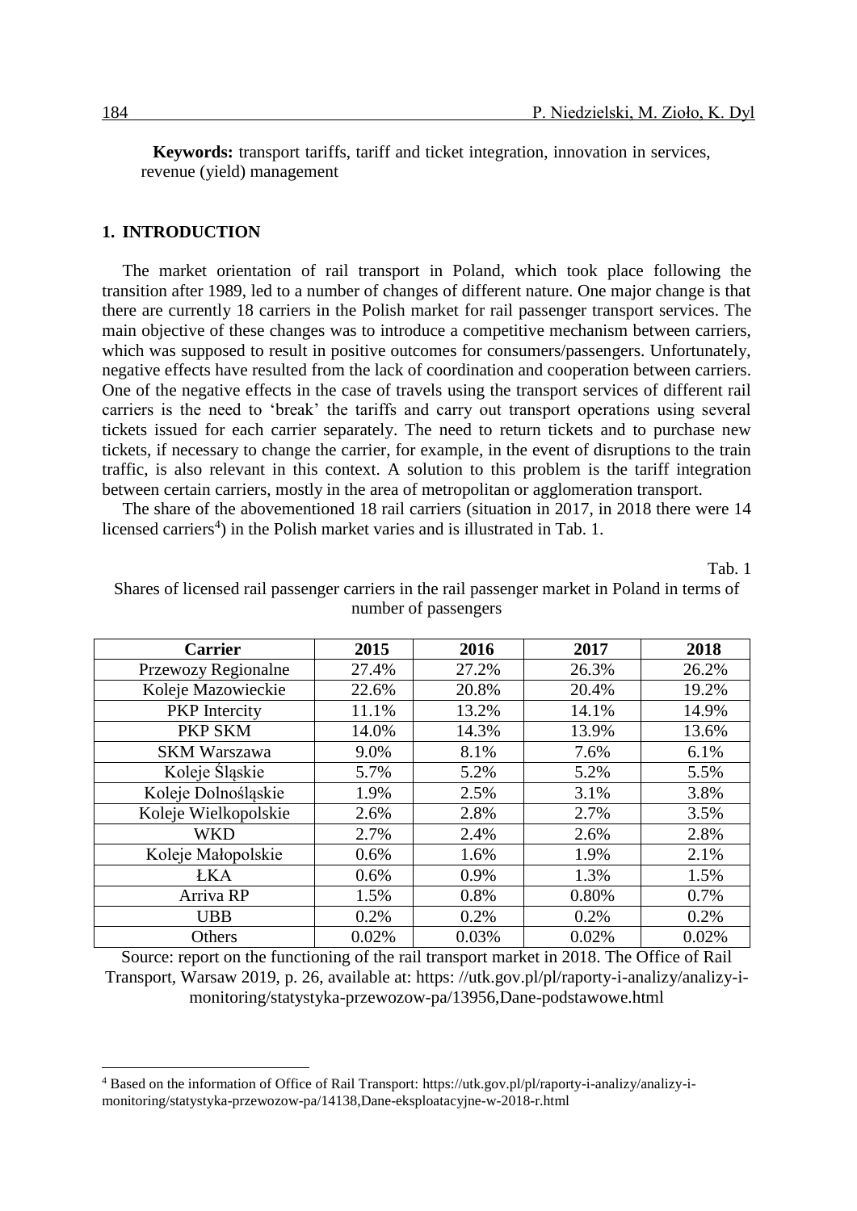**Keywords:** transport tariffs, tariff and ticket integration, innovation in services, revenue (yield) management

## 1. INTRODUCTION

The market orientation of rail transport in Poland, which took place following the transition after 1989, led to a number of changes of different nature. One major change is that there are currently 18 carriers in the Polish market for rail passenger transport services. The main objective of these changes was to introduce a competitive mechanism between carriers, which was supposed to result in positive outcomes for consumers/passengers. Unfortunately, negative effects have resulted from the lack of coordination and cooperation between carriers. One of the negative effects in the case of travels using the transport services of different rail carriers is the need to 'break' the tariffs and carry out transport operations using several tickets issued for each carrier separately. The need to return tickets and to purchase new tickets, if necessary to change the carrier, for example, in the event of disruptions to the train traffic, is also relevant in this context. A solution to this problem is the tariff integration between certain carriers, mostly in the area of metropolitan or agglomeration transport.

The share of the abovementioned 18 rail carriers (situation in 2017, in 2018 there were 14 licensed carriers[4]) in the Polish market varies and is illustrated in Tab. 1.

Tab. 1

Shares of licensed rail passenger carriers in the rail passenger market in Poland in terms of number of passengers

| Carrier | 2015 | 2016 | 2017 | 2018 |
|---|---|---|---|---|
| Przewozy Regionalne | 27.4% | 27.2% | 26.3% | 26.2% |
| Koleje Mazowieckie | 22.6% | 20.8% | 20.4% | 19.2% |
| PKP Intercity | 11.1% | 13.2% | 14.1% | 14.9% |
| PKP SKM | 14.0% | 14.3% | 13.9% | 13.6% |
| SKM Warszawa | 9.0% | 8.1% | 7.6% | 6.1% |
| Koleje Śląskie | 5.7% | 5.2% | 5.2% | 5.5% |
| Koleje Dolnośląskie | 1.9% | 2.5% | 3.1% | 3.8% |
| Koleje Wielkopolskie | 2.6% | 2.8% | 2.7% | 3.5% |
| WKD | 2.7% | 2.4% | 2.6% | 2.8% |
| Koleje Małopolskie | 0.6% | 1.6% | 1.9% | 2.1% |
| ŁKA | 0.6% | 0.9% | 1.3% | 1.5% |
| Arriva RP | 1.5% | 0.8% | 0.80% | 0.7% |
| UBB | 0.2% | 0.2% | 0.2% | 0.2% |
| Others | 0.02% | 0.03% | 0.02% | 0.02% |

Source: report on the functioning of the rail transport market in 2018. The Office of Rail Transport, Warsaw 2019, p. 26, available at: https: //utk.gov.pl/pl/raporty-i-analizy/analizy-i-monitoring/statystyka-przewozow-pa/13956,Dane-podstawowe.html

[4] Based on the information of Office of Rail Transport: https://utk.gov.pl/pl/raporty-i-analizy/analizy-i-monitoring/statystyka-przewozow-pa/14138,Dane-eksploatacyjne-w-2018-r.html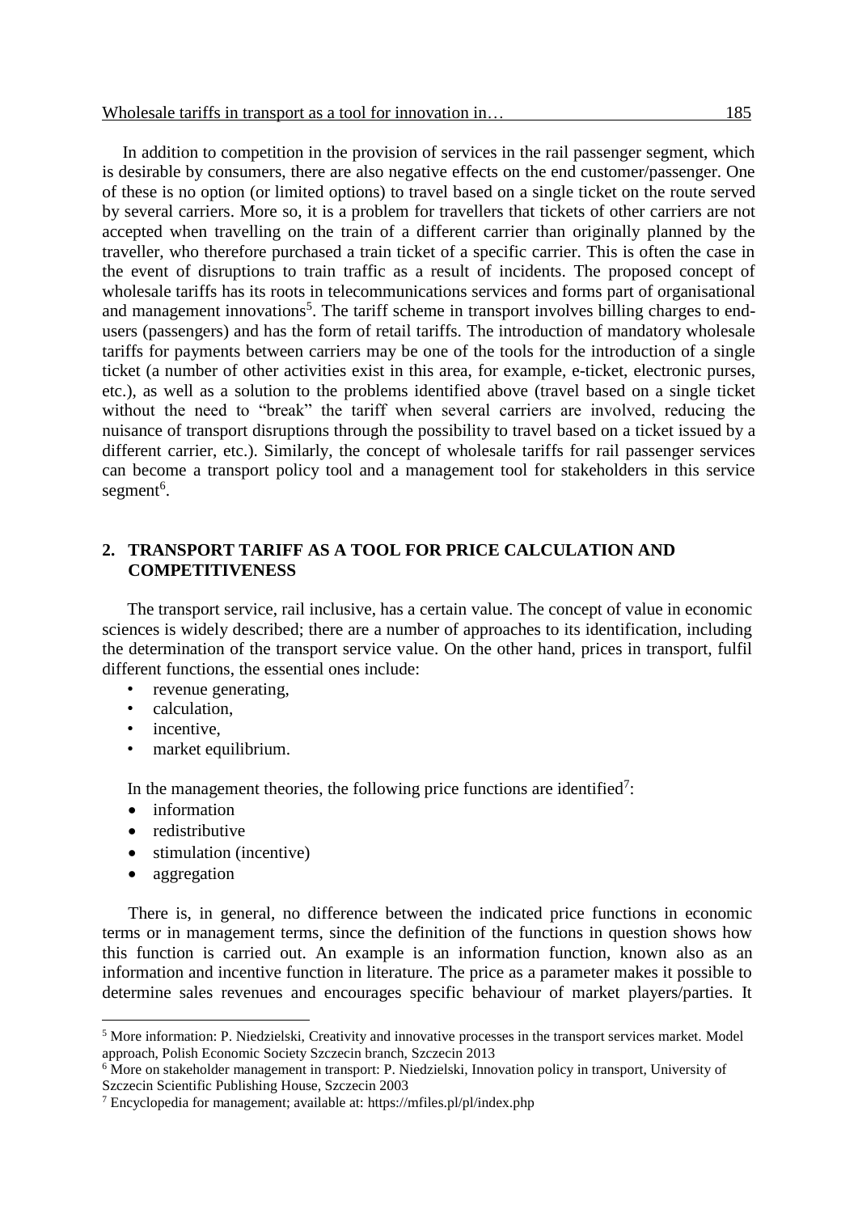In addition to competition in the provision of services in the rail passenger segment, which is desirable by consumers, there are also negative effects on the end customer/passenger. One of these is no option (or limited options) to travel based on a single ticket on the route served by several carriers. More so, it is a problem for travellers that tickets of other carriers are not accepted when travelling on the train of a different carrier than originally planned by the traveller, who therefore purchased a train ticket of a specific carrier. This is often the case in the event of disruptions to train traffic as a result of incidents. The proposed concept of wholesale tariffs has its roots in telecommunications services and forms part of organisational and management innovations[5]. The tariff scheme in transport involves billing charges to end-users (passengers) and has the form of retail tariffs. The introduction of mandatory wholesale tariffs for payments between carriers may be one of the tools for the introduction of a single ticket (a number of other activities exist in this area, for example, e-ticket, electronic purses, etc.), as well as a solution to the problems identified above (travel based on a single ticket without the need to "break" the tariff when several carriers are involved, reducing the nuisance of transport disruptions through the possibility to travel based on a ticket issued by a different carrier, etc.). Similarly, the concept of wholesale tariffs for rail passenger services can become a transport policy tool and a management tool for stakeholders in this service segment[6].

## 2. TRANSPORT TARIFF AS A TOOL FOR PRICE CALCULATION AND COMPETITIVENESS

The transport service, rail inclusive, has a certain value. The concept of value in economic sciences is widely described; there are a number of approaches to its identification, including the determination of the transport service value. On the other hand, prices in transport, fulfil different functions, the essential ones include:

- revenue generating,
- calculation,
- incentive,
- market equilibrium.

In the management theories, the following price functions are identified[7]:

- information
- redistributive
- stimulation (incentive)
- aggregation

There is, in general, no difference between the indicated price functions in economic terms or in management terms, since the definition of the functions in question shows how this function is carried out. An example is an information function, known also as an information and incentive function in literature. The price as a parameter makes it possible to determine sales revenues and encourages specific behaviour of market players/parties. It

---

[5] More information: P. Niedzielski, Creativity and innovative processes in the transport services market. Model approach, Polish Economic Society Szczecin branch, Szczecin 2013

[6] More on stakeholder management in transport: P. Niedzielski, Innovation policy in transport, University of Szczecin Scientific Publishing House, Szczecin 2003

[7] Encyclopedia for management; available at: https://mfiles.pl/pl/index.php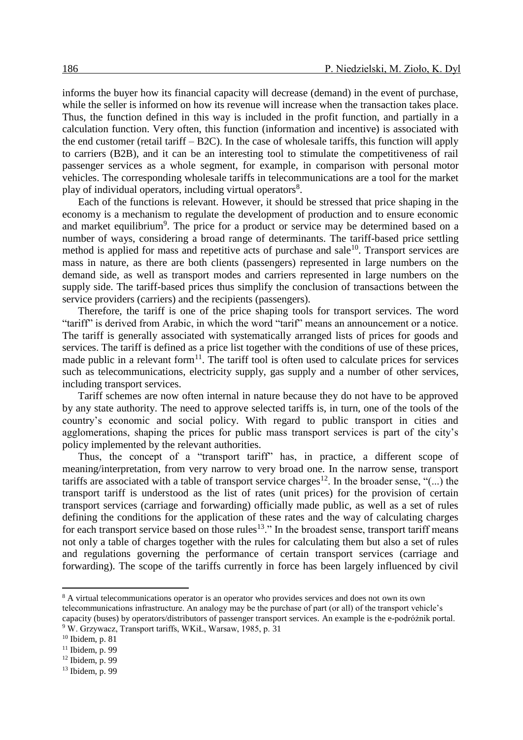informs the buyer how its financial capacity will decrease (demand) in the event of purchase, while the seller is informed on how its revenue will increase when the transaction takes place. Thus, the function defined in this way is included in the profit function, and partially in a calculation function. Very often, this function (information and incentive) is associated with the end customer (retail tariff – B2C). In the case of wholesale tariffs, this function will apply to carriers (B2B), and it can be an interesting tool to stimulate the competitiveness of rail passenger services as a whole segment, for example, in comparison with personal motor vehicles. The corresponding wholesale tariffs in telecommunications are a tool for the market play of individual operators, including virtual operators[8].

Each of the functions is relevant. However, it should be stressed that price shaping in the economy is a mechanism to regulate the development of production and to ensure economic and market equilibrium[9]. The price for a product or service may be determined based on a number of ways, considering a broad range of determinants. The tariff-based price settling method is applied for mass and repetitive acts of purchase and sale[10]. Transport services are mass in nature, as there are both clients (passengers) represented in large numbers on the demand side, as well as transport modes and carriers represented in large numbers on the supply side. The tariff-based prices thus simplify the conclusion of transactions between the service providers (carriers) and the recipients (passengers).

Therefore, the tariff is one of the price shaping tools for transport services. The word "tariff" is derived from Arabic, in which the word "tarif" means an announcement or a notice. The tariff is generally associated with systematically arranged lists of prices for goods and services. The tariff is defined as a price list together with the conditions of use of these prices, made public in a relevant form[11]. The tariff tool is often used to calculate prices for services such as telecommunications, electricity supply, gas supply and a number of other services, including transport services.

Tariff schemes are now often internal in nature because they do not have to be approved by any state authority. The need to approve selected tariffs is, in turn, one of the tools of the country's economic and social policy. With regard to public transport in cities and agglomerations, shaping the prices for public mass transport services is part of the city's policy implemented by the relevant authorities.

Thus, the concept of a "transport tariff" has, in practice, a different scope of meaning/interpretation, from very narrow to very broad one. In the narrow sense, transport tariffs are associated with a table of transport service charges[12]. In the broader sense, "(...) the transport tariff is understood as the list of rates (unit prices) for the provision of certain transport services (carriage and forwarding) officially made public, as well as a set of rules defining the conditions for the application of these rates and the way of calculating charges for each transport service based on those rules[13]." In the broadest sense, transport tariff means not only a table of charges together with the rules for calculating them but also a set of rules and regulations governing the performance of certain transport services (carriage and forwarding). The scope of the tariffs currently in force has been largely influenced by civil

---

[8] A virtual telecommunications operator is an operator who provides services and does not own its own telecommunications infrastructure. An analogy may be the purchase of part (or all) of the transport vehicle's capacity (buses) by operators/distributors of passenger transport services. An example is the e-podróżnik portal.

[9] W. Grzywacz, Transport tariffs, WKiŁ, Warsaw, 1985, p. 31

[10] Ibidem, p. 81

[11] Ibidem, p. 99

[12] Ibidem, p. 99

[13] Ibidem, p. 99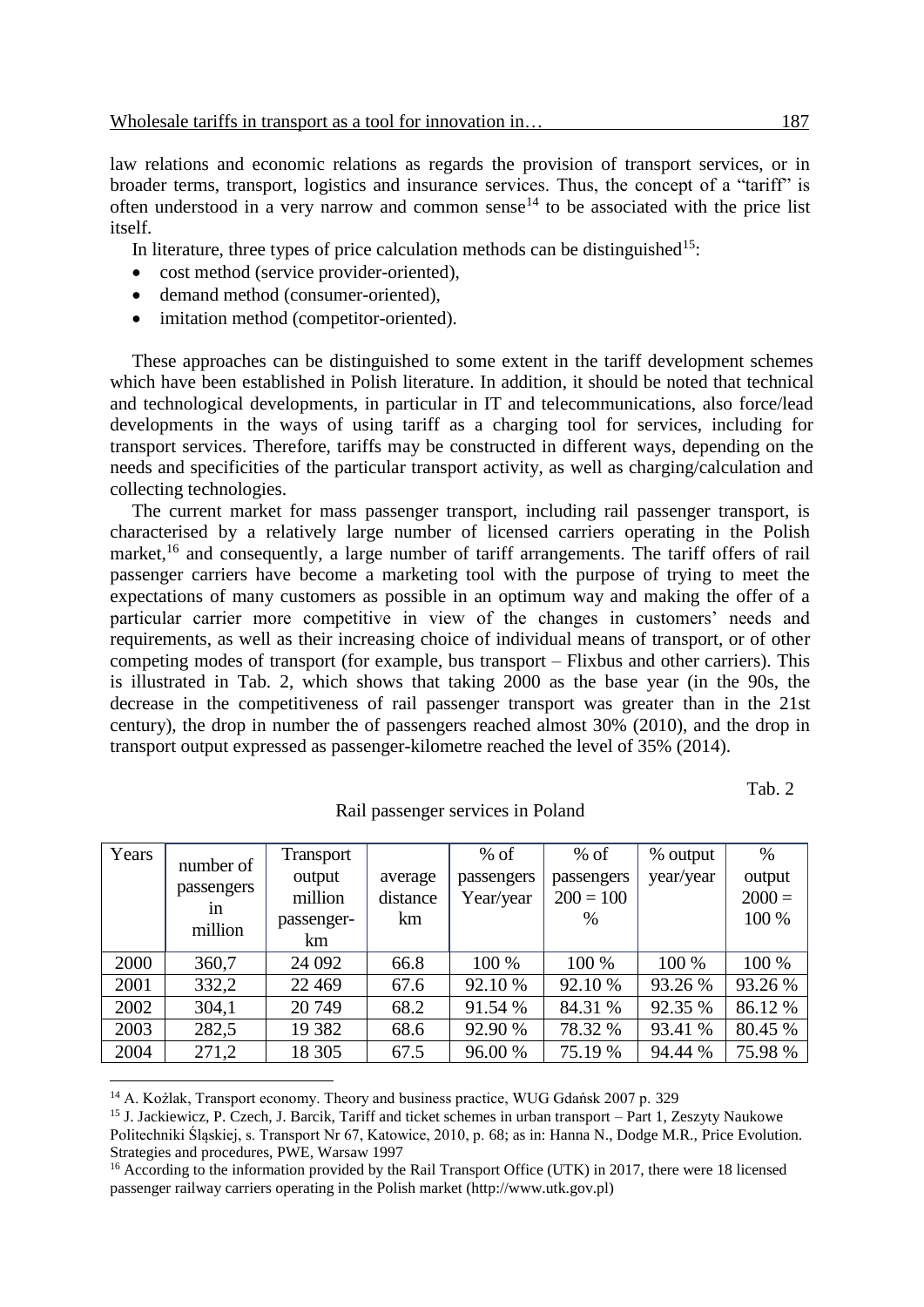law relations and economic relations as regards the provision of transport services, or in broader terms, transport, logistics and insurance services. Thus, the concept of a "tariff" is often understood in a very narrow and common sense[14] to be associated with the price list itself.

In literature, three types of price calculation methods can be distinguished[15]:

- cost method (service provider-oriented),
- demand method (consumer-oriented),
- imitation method (competitor-oriented).

These approaches can be distinguished to some extent in the tariff development schemes which have been established in Polish literature. In addition, it should be noted that technical and technological developments, in particular in IT and telecommunications, also force/lead developments in the ways of using tariff as a charging tool for services, including for transport services. Therefore, tariffs may be constructed in different ways, depending on the needs and specificities of the particular transport activity, as well as charging/calculation and collecting technologies.

The current market for mass passenger transport, including rail passenger transport, is characterised by a relatively large number of licensed carriers operating in the Polish market,[16] and consequently, a large number of tariff arrangements. The tariff offers of rail passenger carriers have become a marketing tool with the purpose of trying to meet the expectations of many customers as possible in an optimum way and making the offer of a particular carrier more competitive in view of the changes in customers' needs and requirements, as well as their increasing choice of individual means of transport, or of other competing modes of transport (for example, bus transport – Flixbus and other carriers). This is illustrated in Tab. 2, which shows that taking 2000 as the base year (in the 90s, the decrease in the competitiveness of rail passenger transport was greater than in the 21st century), the drop in number the of passengers reached almost 30% (2010), and the drop in transport output expressed as passenger-kilometre reached the level of 35% (2014).

Tab. 2

Rail passenger services in Poland

| Years | number of passengers in million | Transport output million passenger-km | average distance km | % of passengers Year/year | % of passengers 200 = 100 % | % output year/year | % output 2000 = 100 % |
|---|---|---|---|---|---|---|---|
| 2000 | 360,7 | 24 092 | 66.8 | 100 % | 100 % | 100 % | 100 % |
| 2001 | 332,2 | 22 469 | 67.6 | 92.10 % | 92.10 % | 93.26 % | 93.26 % |
| 2002 | 304,1 | 20 749 | 68.2 | 91.54 % | 84.31 % | 92.35 % | 86.12 % |
| 2003 | 282,5 | 19 382 | 68.6 | 92.90 % | 78.32 % | 93.41 % | 80.45 % |
| 2004 | 271,2 | 18 305 | 67.5 | 96.00 % | 75.19 % | 94.44 % | 75.98 % |

[14] A. Koźlak, Transport economy. Theory and business practice, WUG Gdańsk 2007 p. 329

[15] J. Jackiewicz, P. Czech, J. Barcik, Tariff and ticket schemes in urban transport – Part 1, Zeszyty Naukowe Politechniki Śląskiej, s. Transport Nr 67, Katowice, 2010, p. 68; as in: Hanna N., Dodge M.R., Price Evolution. Strategies and procedures, PWE, Warsaw 1997

[16] According to the information provided by the Rail Transport Office (UTK) in 2017, there were 18 licensed passenger railway carriers operating in the Polish market (http://www.utk.gov.pl)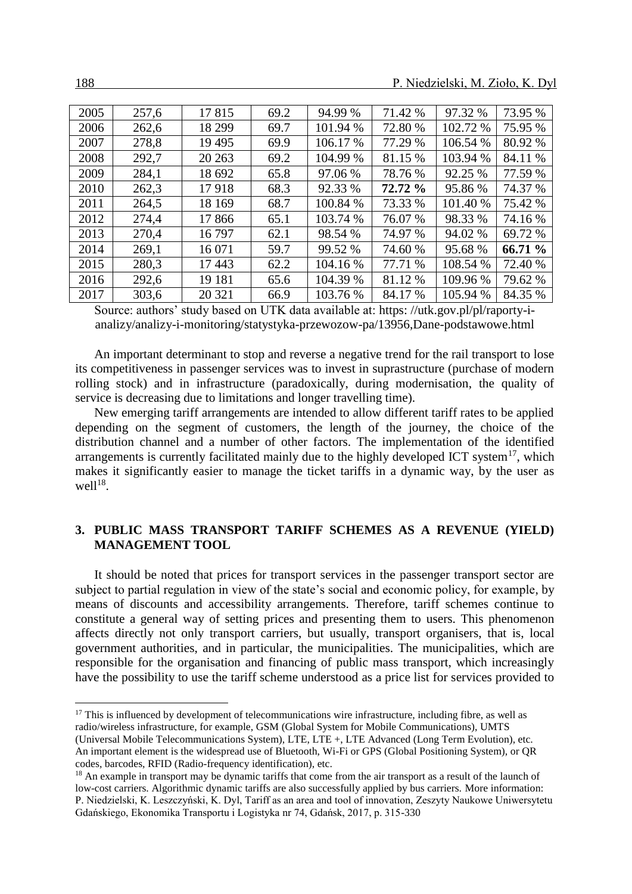| 2005 | 257,6 | 17 815 | 69.2 | 94.99 % | 71.42 % | 97.32 % | 73.95 % |
|---|---|---|---|---|---|---|---|
| 2006 | 262,6 | 18 299 | 69.7 | 101.94 % | 72.80 % | 102.72 % | 75.95 % |
| 2007 | 278,8 | 19 495 | 69.9 | 106.17 % | 77.29 % | 106.54 % | 80.92 % |
| 2008 | 292,7 | 20 263 | 69.2 | 104.99 % | 81.15 % | 103.94 % | 84.11 % |
| 2009 | 284,1 | 18 692 | 65.8 | 97.06 % | 78.76 % | 92.25 % | 77.59 % |
| 2010 | 262,3 | 17 918 | 68.3 | 92.33 % | **72.72 %** | 95.86 % | 74.37 % |
| 2011 | 264,5 | 18 169 | 68.7 | 100.84 % | 73.33 % | 101.40 % | 75.42 % |
| 2012 | 274,4 | 17 866 | 65.1 | 103.74 % | 76.07 % | 98.33 % | 74.16 % |
| 2013 | 270,4 | 16 797 | 62.1 | 98.54 % | 74.97 % | 94.02 % | 69.72 % |
| 2014 | 269,1 | 16 071 | 59.7 | 99.52 % | 74.60 % | 95.68 % | **66.71 %** |
| 2015 | 280,3 | 17 443 | 62.2 | 104.16 % | 77.71 % | 108.54 % | 72.40 % |
| 2016 | 292,6 | 19 181 | 65.6 | 104.39 % | 81.12 % | 109.96 % | 79.62 % |
| 2017 | 303,6 | 20 321 | 66.9 | 103.76 % | 84.17 % | 105.94 % | 84.35 % |

Source: authors' study based on UTK data available at: https: //utk.gov.pl/pl/raporty-i-analizy/analizy-i-monitoring/statystyka-przewozow-pa/13956,Dane-podstawowe.html

An important determinant to stop and reverse a negative trend for the rail transport to lose its competitiveness in passenger services was to invest in suprastructure (purchase of modern rolling stock) and in infrastructure (paradoxically, during modernisation, the quality of service is decreasing due to limitations and longer travelling time).

New emerging tariff arrangements are intended to allow different tariff rates to be applied depending on the segment of customers, the length of the journey, the choice of the distribution channel and a number of other factors. The implementation of the identified arrangements is currently facilitated mainly due to the highly developed ICT system[17], which makes it significantly easier to manage the ticket tariffs in a dynamic way, by the user as well[18].

## 3. PUBLIC MASS TRANSPORT TARIFF SCHEMES AS A REVENUE (YIELD) MANAGEMENT TOOL

It should be noted that prices for transport services in the passenger transport sector are subject to partial regulation in view of the state's social and economic policy, for example, by means of discounts and accessibility arrangements. Therefore, tariff schemes continue to constitute a general way of setting prices and presenting them to users. This phenomenon affects directly not only transport carriers, but usually, transport organisers, that is, local government authorities, and in particular, the municipalities. The municipalities, which are responsible for the organisation and financing of public mass transport, which increasingly have the possibility to use the tariff scheme understood as a price list for services provided to

[17] This is influenced by development of telecommunications wire infrastructure, including fibre, as well as radio/wireless infrastructure, for example, GSM (Global System for Mobile Communications), UMTS (Universal Mobile Telecommunications System), LTE, LTE +, LTE Advanced (Long Term Evolution), etc. An important element is the widespread use of Bluetooth, Wi-Fi or GPS (Global Positioning System), or QR codes, barcodes, RFID (Radio-frequency identification), etc.

[18] An example in transport may be dynamic tariffs that come from the air transport as a result of the launch of low-cost carriers. Algorithmic dynamic tariffs are also successfully applied by bus carriers. More information: P. Niedzielski, K. Leszczyński, K. Dyl, Tariff as an area and tool of innovation, Zeszyty Naukowe Uniwersytetu Gdańskiego, Ekonomika Transportu i Logistyka nr 74, Gdańsk, 2017, p. 315-330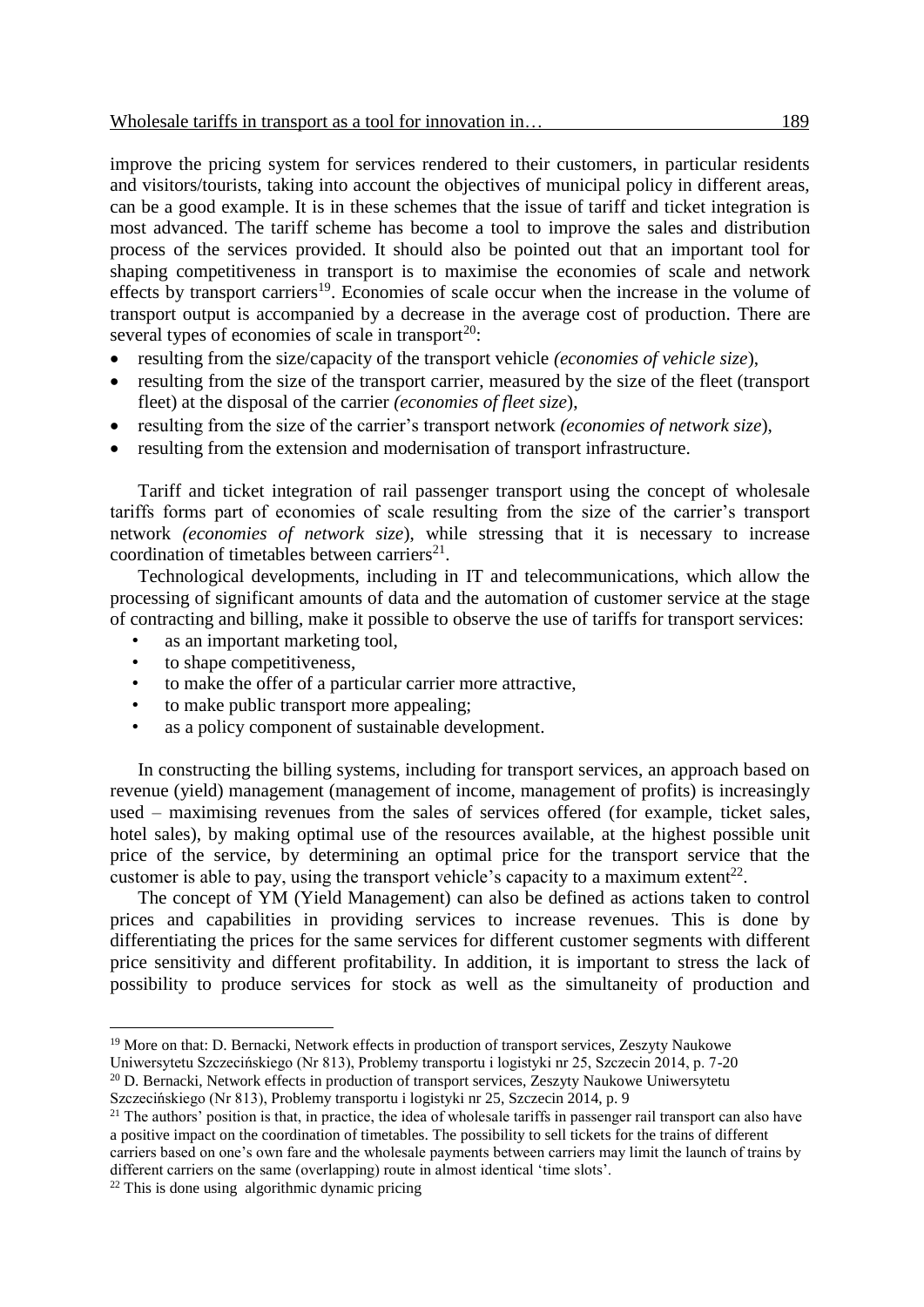improve the pricing system for services rendered to their customers, in particular residents and visitors/tourists, taking into account the objectives of municipal policy in different areas, can be a good example. It is in these schemes that the issue of tariff and ticket integration is most advanced. The tariff scheme has become a tool to improve the sales and distribution process of the services provided. It should also be pointed out that an important tool for shaping competitiveness in transport is to maximise the economies of scale and network effects by transport carriers[19]. Economies of scale occur when the increase in the volume of transport output is accompanied by a decrease in the average cost of production. There are several types of economies of scale in transport[20]:

- resulting from the size/capacity of the transport vehicle *(economies of vehicle size*),
- resulting from the size of the transport carrier, measured by the size of the fleet (transport fleet) at the disposal of the carrier *(economies of fleet size*),
- resulting from the size of the carrier's transport network *(economies of network size*),
- resulting from the extension and modernisation of transport infrastructure.

Tariff and ticket integration of rail passenger transport using the concept of wholesale tariffs forms part of economies of scale resulting from the size of the carrier's transport network *(economies of network size*), while stressing that it is necessary to increase coordination of timetables between carriers[21].

Technological developments, including in IT and telecommunications, which allow the processing of significant amounts of data and the automation of customer service at the stage of contracting and billing, make it possible to observe the use of tariffs for transport services:

- as an important marketing tool,
- to shape competitiveness,
- to make the offer of a particular carrier more attractive,
- to make public transport more appealing;
- as a policy component of sustainable development.

In constructing the billing systems, including for transport services, an approach based on revenue (yield) management (management of income, management of profits) is increasingly used – maximising revenues from the sales of services offered (for example, ticket sales, hotel sales), by making optimal use of the resources available, at the highest possible unit price of the service, by determining an optimal price for the transport service that the customer is able to pay, using the transport vehicle's capacity to a maximum extent[22].

The concept of YM (Yield Management) can also be defined as actions taken to control prices and capabilities in providing services to increase revenues. This is done by differentiating the prices for the same services for different customer segments with different price sensitivity and different profitability. In addition, it is important to stress the lack of possibility to produce services for stock as well as the simultaneity of production and

---

[19] More on that: D. Bernacki, Network effects in production of transport services, Zeszyty Naukowe Uniwersytetu Szczecińskiego (Nr 813), Problemy transportu i logistyki nr 25, Szczecin 2014, p. 7-20

[20] D. Bernacki, Network effects in production of transport services, Zeszyty Naukowe Uniwersytetu Szczecińskiego (Nr 813), Problemy transportu i logistyki nr 25, Szczecin 2014, p. 9

[21] The authors' position is that, in practice, the idea of wholesale tariffs in passenger rail transport can also have a positive impact on the coordination of timetables. The possibility to sell tickets for the trains of different carriers based on one's own fare and the wholesale payments between carriers may limit the launch of trains by different carriers on the same (overlapping) route in almost identical 'time slots'.

[22] This is done using algorithmic dynamic pricing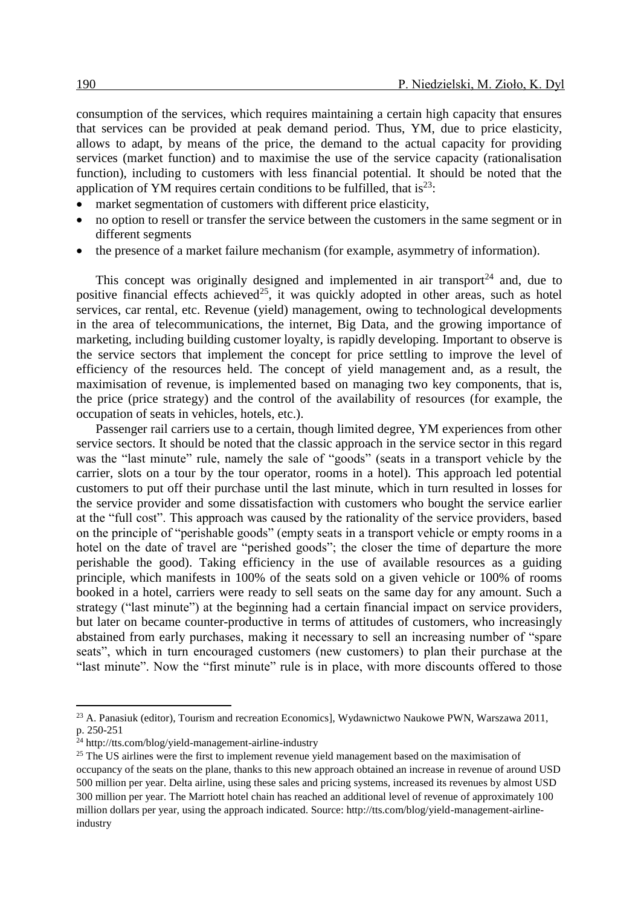consumption of the services, which requires maintaining a certain high capacity that ensures that services can be provided at peak demand period. Thus, YM, due to price elasticity, allows to adapt, by means of the price, the demand to the actual capacity for providing services (market function) and to maximise the use of the service capacity (rationalisation function), including to customers with less financial potential. It should be noted that the application of YM requires certain conditions to be fulfilled, that is[23]:

- market segmentation of customers with different price elasticity,
- no option to resell or transfer the service between the customers in the same segment or in different segments
- the presence of a market failure mechanism (for example, asymmetry of information).

This concept was originally designed and implemented in air transport[24] and, due to positive financial effects achieved[25], it was quickly adopted in other areas, such as hotel services, car rental, etc. Revenue (yield) management, owing to technological developments in the area of telecommunications, the internet, Big Data, and the growing importance of marketing, including building customer loyalty, is rapidly developing. Important to observe is the service sectors that implement the concept for price settling to improve the level of efficiency of the resources held. The concept of yield management and, as a result, the maximisation of revenue, is implemented based on managing two key components, that is, the price (price strategy) and the control of the availability of resources (for example, the occupation of seats in vehicles, hotels, etc.).

Passenger rail carriers use to a certain, though limited degree, YM experiences from other service sectors. It should be noted that the classic approach in the service sector in this regard was the "last minute" rule, namely the sale of "goods" (seats in a transport vehicle by the carrier, slots on a tour by the tour operator, rooms in a hotel). This approach led potential customers to put off their purchase until the last minute, which in turn resulted in losses for the service provider and some dissatisfaction with customers who bought the service earlier at the "full cost". This approach was caused by the rationality of the service providers, based on the principle of "perishable goods" (empty seats in a transport vehicle or empty rooms in a hotel on the date of travel are "perished goods"; the closer the time of departure the more perishable the good). Taking efficiency in the use of available resources as a guiding principle, which manifests in 100% of the seats sold on a given vehicle or 100% of rooms booked in a hotel, carriers were ready to sell seats on the same day for any amount. Such a strategy ("last minute") at the beginning had a certain financial impact on service providers, but later on became counter-productive in terms of attitudes of customers, who increasingly abstained from early purchases, making it necessary to sell an increasing number of "spare seats", which in turn encouraged customers (new customers) to plan their purchase at the "last minute". Now the "first minute" rule is in place, with more discounts offered to those

---

[23] A. Panasiuk (editor), Tourism and recreation Economics], Wydawnictwo Naukowe PWN, Warszawa 2011, p. 250-251

[24] http://tts.com/blog/yield-management-airline-industry

[25] The US airlines were the first to implement revenue yield management based on the maximisation of occupancy of the seats on the plane, thanks to this new approach obtained an increase in revenue of around USD 500 million per year. Delta airline, using these sales and pricing systems, increased its revenues by almost USD 300 million per year. The Marriott hotel chain has reached an additional level of revenue of approximately 100 million dollars per year, using the approach indicated. Source: http://tts.com/blog/yield-management-airline-industry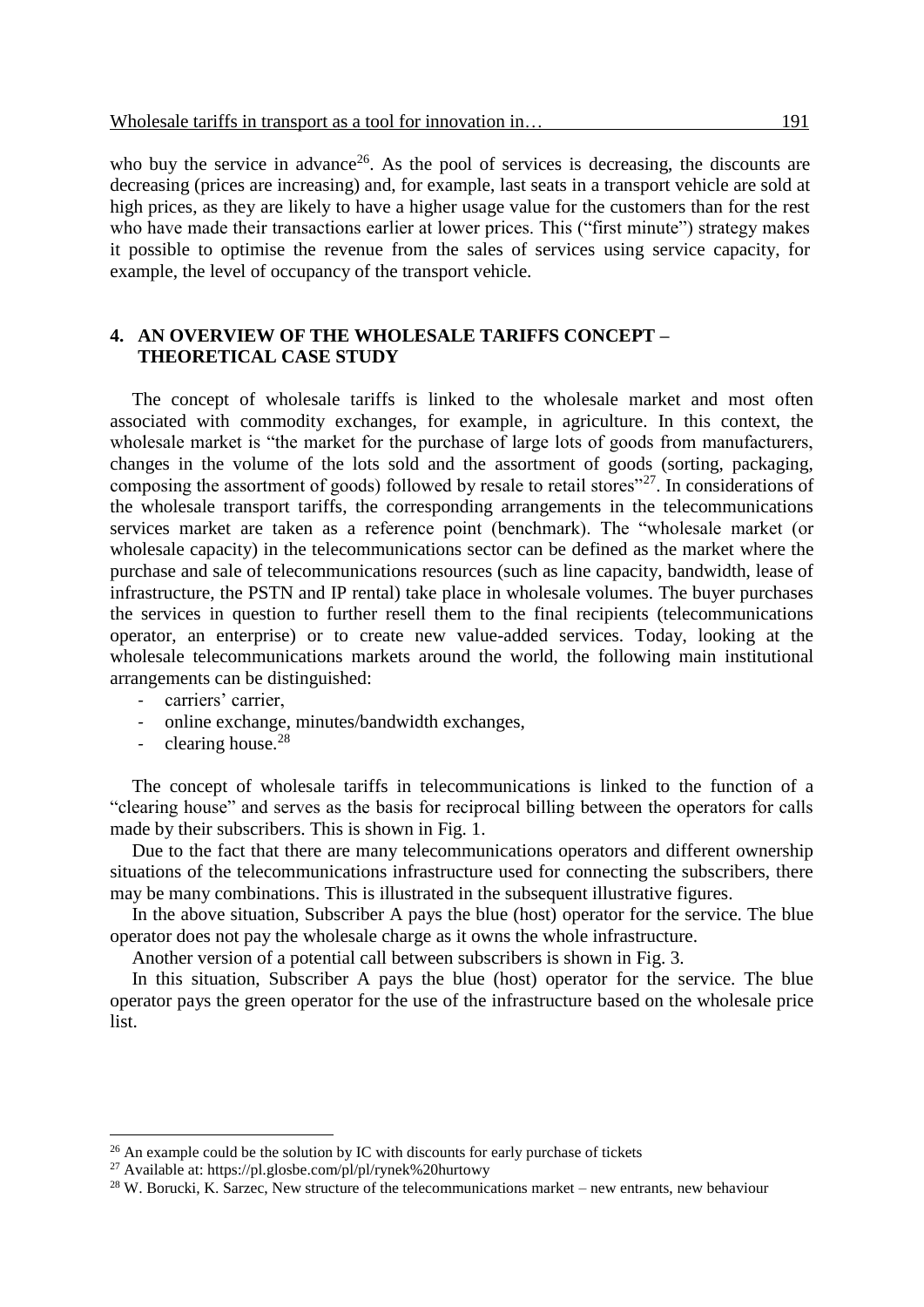who buy the service in advance[26]. As the pool of services is decreasing, the discounts are decreasing (prices are increasing) and, for example, last seats in a transport vehicle are sold at high prices, as they are likely to have a higher usage value for the customers than for the rest who have made their transactions earlier at lower prices. This ("first minute") strategy makes it possible to optimise the revenue from the sales of services using service capacity, for example, the level of occupancy of the transport vehicle.

## 4. AN OVERVIEW OF THE WHOLESALE TARIFFS CONCEPT – THEORETICAL CASE STUDY

The concept of wholesale tariffs is linked to the wholesale market and most often associated with commodity exchanges, for example, in agriculture. In this context, the wholesale market is "the market for the purchase of large lots of goods from manufacturers, changes in the volume of the lots sold and the assortment of goods (sorting, packaging, composing the assortment of goods) followed by resale to retail stores"[27]. In considerations of the wholesale transport tariffs, the corresponding arrangements in the telecommunications services market are taken as a reference point (benchmark). The "wholesale market (or wholesale capacity) in the telecommunications sector can be defined as the market where the purchase and sale of telecommunications resources (such as line capacity, bandwidth, lease of infrastructure, the PSTN and IP rental) take place in wholesale volumes. The buyer purchases the services in question to further resell them to the final recipients (telecommunications operator, an enterprise) or to create new value-added services. Today, looking at the wholesale telecommunications markets around the world, the following main institutional arrangements can be distinguished:

- carriers' carrier,
- online exchange, minutes/bandwidth exchanges,
- clearing house.[28]

The concept of wholesale tariffs in telecommunications is linked to the function of a "clearing house" and serves as the basis for reciprocal billing between the operators for calls made by their subscribers. This is shown in Fig. 1.

Due to the fact that there are many telecommunications operators and different ownership situations of the telecommunications infrastructure used for connecting the subscribers, there may be many combinations. This is illustrated in the subsequent illustrative figures.

In the above situation, Subscriber A pays the blue (host) operator for the service. The blue operator does not pay the wholesale charge as it owns the whole infrastructure.

Another version of a potential call between subscribers is shown in Fig. 3.

In this situation, Subscriber A pays the blue (host) operator for the service. The blue operator pays the green operator for the use of the infrastructure based on the wholesale price list.

---

[26] An example could be the solution by IC with discounts for early purchase of tickets

[27] Available at: https://pl.glosbe.com/pl/pl/rynek%20hurtowy

[28] W. Borucki, K. Sarzec, New structure of the telecommunications market – new entrants, new behaviour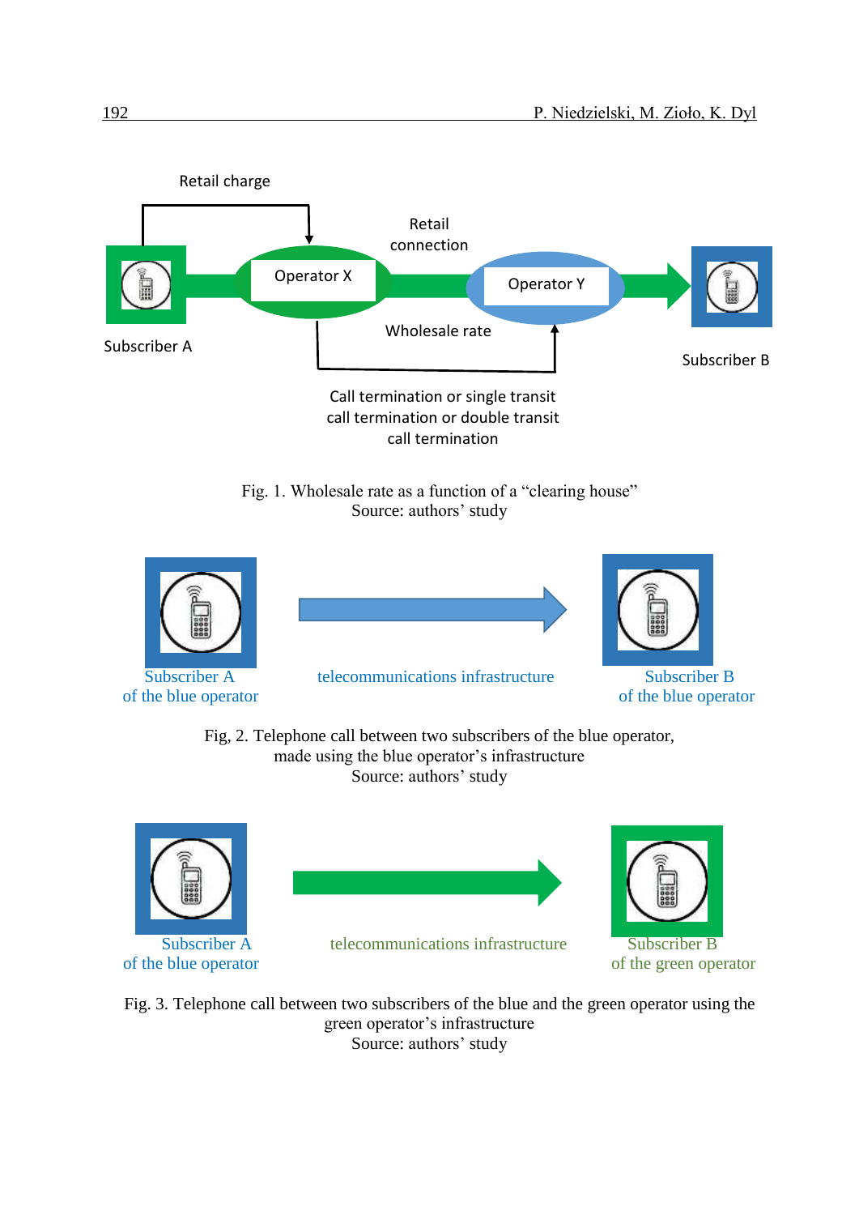Retail charge

Retail connection

Operator X

Operator Y

Subscriber A

Subscriber B

Wholesale rate

Call termination or single transit call termination or double transit call termination

Fig. 1. Wholesale rate as a function of a "clearing house"
Source: authors' study

Subscriber A of the blue operator

telecommunications infrastructure

Subscriber B of the blue operator

Fig, 2. Telephone call between two subscribers of the blue operator, made using the blue operator's infrastructure
Source: authors' study

Subscriber A of the blue operator

telecommunications infrastructure

Subscriber B of the green operator

Fig. 3. Telephone call between two subscribers of the blue and the green operator using the green operator's infrastructure
Source: authors' study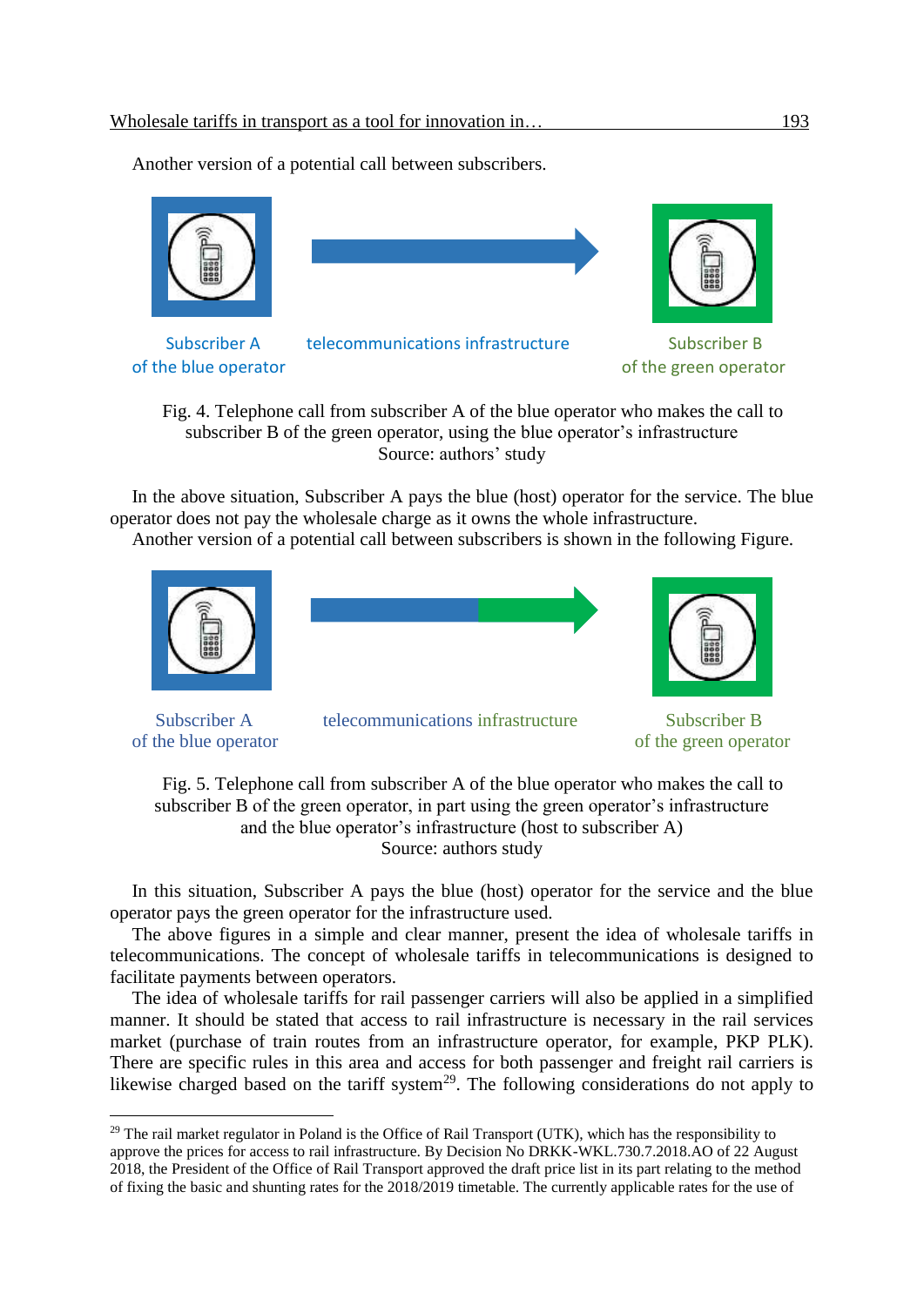Another version of a potential call between subscribers.

Subscriber A of the blue operator | telecommunications infrastructure | Subscriber B of the green operator

Fig. 4. Telephone call from subscriber A of the blue operator who makes the call to subscriber B of the green operator, using the blue operator's infrastructure
Source: authors' study

In the above situation, Subscriber A pays the blue (host) operator for the service. The blue operator does not pay the wholesale charge as it owns the whole infrastructure.

Another version of a potential call between subscribers is shown in the following Figure.

Subscriber A of the blue operator | telecommunications infrastructure | Subscriber B of the green operator

Fig. 5. Telephone call from subscriber A of the blue operator who makes the call to subscriber B of the green operator, in part using the green operator's infrastructure and the blue operator's infrastructure (host to subscriber A)
Source: authors study

In this situation, Subscriber A pays the blue (host) operator for the service and the blue operator pays the green operator for the infrastructure used.

The above figures in a simple and clear manner, present the idea of wholesale tariffs in telecommunications. The concept of wholesale tariffs in telecommunications is designed to facilitate payments between operators.

The idea of wholesale tariffs for rail passenger carriers will also be applied in a simplified manner. It should be stated that access to rail infrastructure is necessary in the rail services market (purchase of train routes from an infrastructure operator, for example, PKP PLK). There are specific rules in this area and access for both passenger and freight rail carriers is likewise charged based on the tariff system[29]. The following considerations do not apply to

---

[29] The rail market regulator in Poland is the Office of Rail Transport (UTK), which has the responsibility to approve the prices for access to rail infrastructure. By Decision No DRKK-WKL.730.7.2018.AO of 22 August 2018, the President of the Office of Rail Transport approved the draft price list in its part relating to the method of fixing the basic and shunting rates for the 2018/2019 timetable. The currently applicable rates for the use of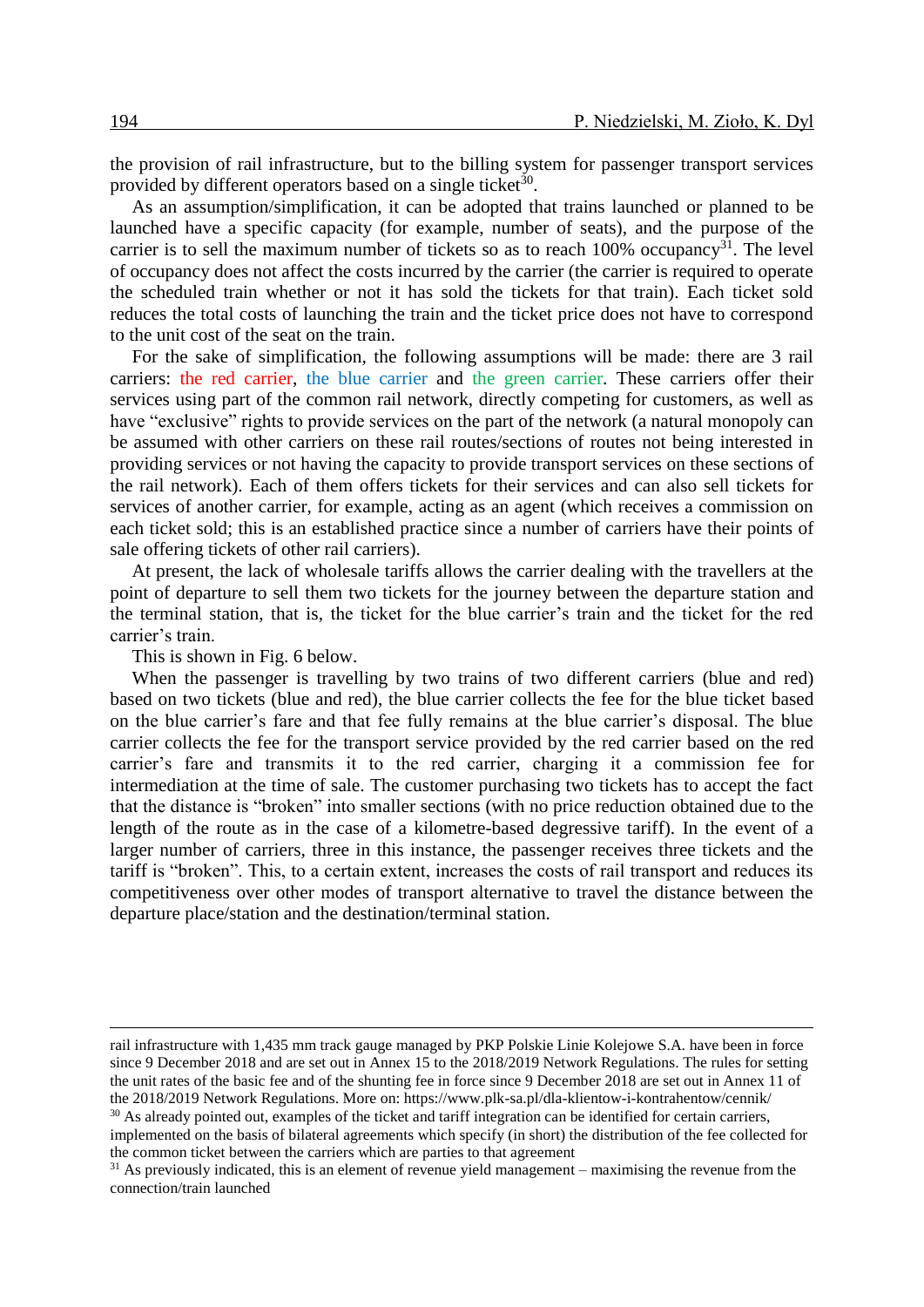the provision of rail infrastructure, but to the billing system for passenger transport services provided by different operators based on a single ticket[30].

As an assumption/simplification, it can be adopted that trains launched or planned to be launched have a specific capacity (for example, number of seats), and the purpose of the carrier is to sell the maximum number of tickets so as to reach 100% occupancy[31]. The level of occupancy does not affect the costs incurred by the carrier (the carrier is required to operate the scheduled train whether or not it has sold the tickets for that train). Each ticket sold reduces the total costs of launching the train and the ticket price does not have to correspond to the unit cost of the seat on the train.

For the sake of simplification, the following assumptions will be made: there are 3 rail carriers: the red carrier, the blue carrier and the green carrier. These carriers offer their services using part of the common rail network, directly competing for customers, as well as have "exclusive" rights to provide services on the part of the network (a natural monopoly can be assumed with other carriers on these rail routes/sections of routes not being interested in providing services or not having the capacity to provide transport services on these sections of the rail network). Each of them offers tickets for their services and can also sell tickets for services of another carrier, for example, acting as an agent (which receives a commission on each ticket sold; this is an established practice since a number of carriers have their points of sale offering tickets of other rail carriers).

At present, the lack of wholesale tariffs allows the carrier dealing with the travellers at the point of departure to sell them two tickets for the journey between the departure station and the terminal station, that is, the ticket for the blue carrier's train and the ticket for the red carrier's train.

This is shown in Fig. 6 below.

When the passenger is travelling by two trains of two different carriers (blue and red) based on two tickets (blue and red), the blue carrier collects the fee for the blue ticket based on the blue carrier's fare and that fee fully remains at the blue carrier's disposal. The blue carrier collects the fee for the transport service provided by the red carrier based on the red carrier's fare and transmits it to the red carrier, charging it a commission fee for intermediation at the time of sale. The customer purchasing two tickets has to accept the fact that the distance is "broken" into smaller sections (with no price reduction obtained due to the length of the route as in the case of a kilometre-based degressive tariff). In the event of a larger number of carriers, three in this instance, the passenger receives three tickets and the tariff is "broken". This, to a certain extent, increases the costs of rail transport and reduces its competitiveness over other modes of transport alternative to travel the distance between the departure place/station and the destination/terminal station.

---

rail infrastructure with 1,435 mm track gauge managed by PKP Polskie Linie Kolejowe S.A. have been in force since 9 December 2018 and are set out in Annex 15 to the 2018/2019 Network Regulations. The rules for setting the unit rates of the basic fee and of the shunting fee in force since 9 December 2018 are set out in Annex 11 of the 2018/2019 Network Regulations. More on: https://www.plk-sa.pl/dla-klientow-i-kontrahentow/cennik/

[30] As already pointed out, examples of the ticket and tariff integration can be identified for certain carriers, implemented on the basis of bilateral agreements which specify (in short) the distribution of the fee collected for the common ticket between the carriers which are parties to that agreement

[31] As previously indicated, this is an element of revenue yield management – maximising the revenue from the connection/train launched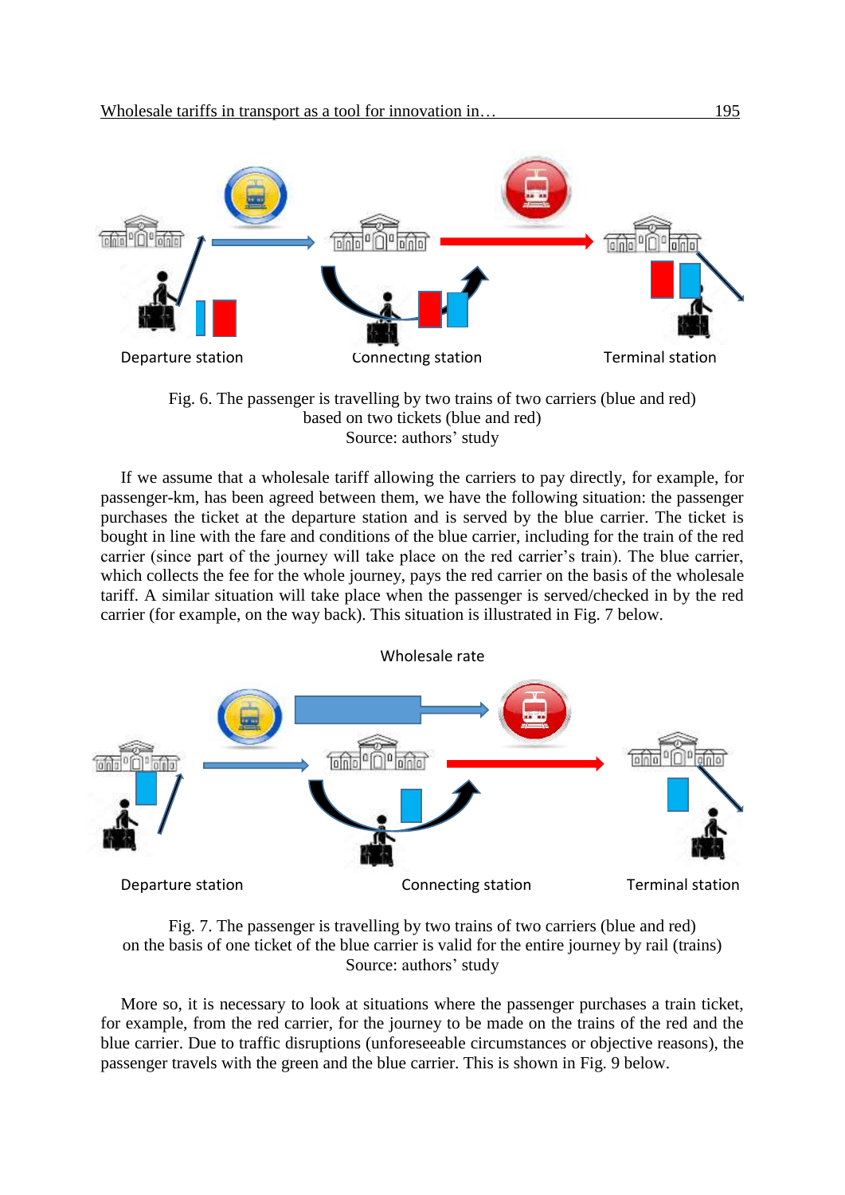Fig. 6. The passenger is travelling by two trains of two carriers (blue and red) based on two tickets (blue and red)
Source: authors' study

If we assume that a wholesale tariff allowing the carriers to pay directly, for example, for passenger-km, has been agreed between them, we have the following situation: the passenger purchases the ticket at the departure station and is served by the blue carrier. The ticket is bought in line with the fare and conditions of the blue carrier, including for the train of the red carrier (since part of the journey will take place on the red carrier's train). The blue carrier, which collects the fee for the whole journey, pays the red carrier on the basis of the wholesale tariff. A similar situation will take place when the passenger is served/checked in by the red carrier (for example, on the way back). This situation is illustrated in Fig. 7 below.

Fig. 7. The passenger is travelling by two trains of two carriers (blue and red) on the basis of one ticket of the blue carrier is valid for the entire journey by rail (trains)
Source: authors' study

More so, it is necessary to look at situations where the passenger purchases a train ticket, for example, from the red carrier, for the journey to be made on the trains of the red and the blue carrier. Due to traffic disruptions (unforeseeable circumstances or objective reasons), the passenger travels with the green and the blue carrier. This is shown in Fig. 9 below.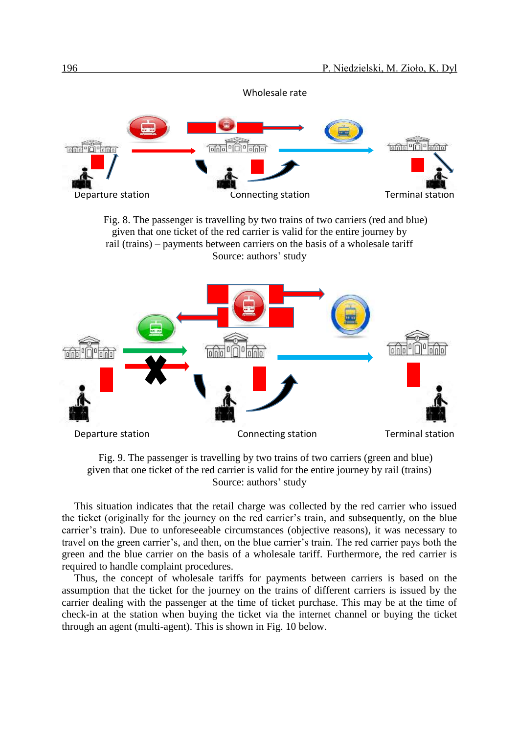Wholesale rate

Departure station

Connecting station

Terminal station

Fig. 8. The passenger is travelling by two trains of two carriers (red and blue) given that one ticket of the red carrier is valid for the entire journey by rail (trains) – payments between carriers on the basis of a wholesale tariff
Source: authors' study

Departure station

Connecting station

Terminal station

Fig. 9. The passenger is travelling by two trains of two carriers (green and blue) given that one ticket of the red carrier is valid for the entire journey by rail (trains)
Source: authors' study

This situation indicates that the retail charge was collected by the red carrier who issued the ticket (originally for the journey on the red carrier's train, and subsequently, on the blue carrier's train). Due to unforeseeable circumstances (objective reasons), it was necessary to travel on the green carrier's, and then, on the blue carrier's train. The red carrier pays both the green and the blue carrier on the basis of a wholesale tariff. Furthermore, the red carrier is required to handle complaint procedures.

Thus, the concept of wholesale tariffs for payments between carriers is based on the assumption that the ticket for the journey on the trains of different carriers is issued by the carrier dealing with the passenger at the time of ticket purchase. This may be at the time of check-in at the station when buying the ticket via the internet channel or buying the ticket through an agent (multi-agent). This is shown in Fig. 10 below.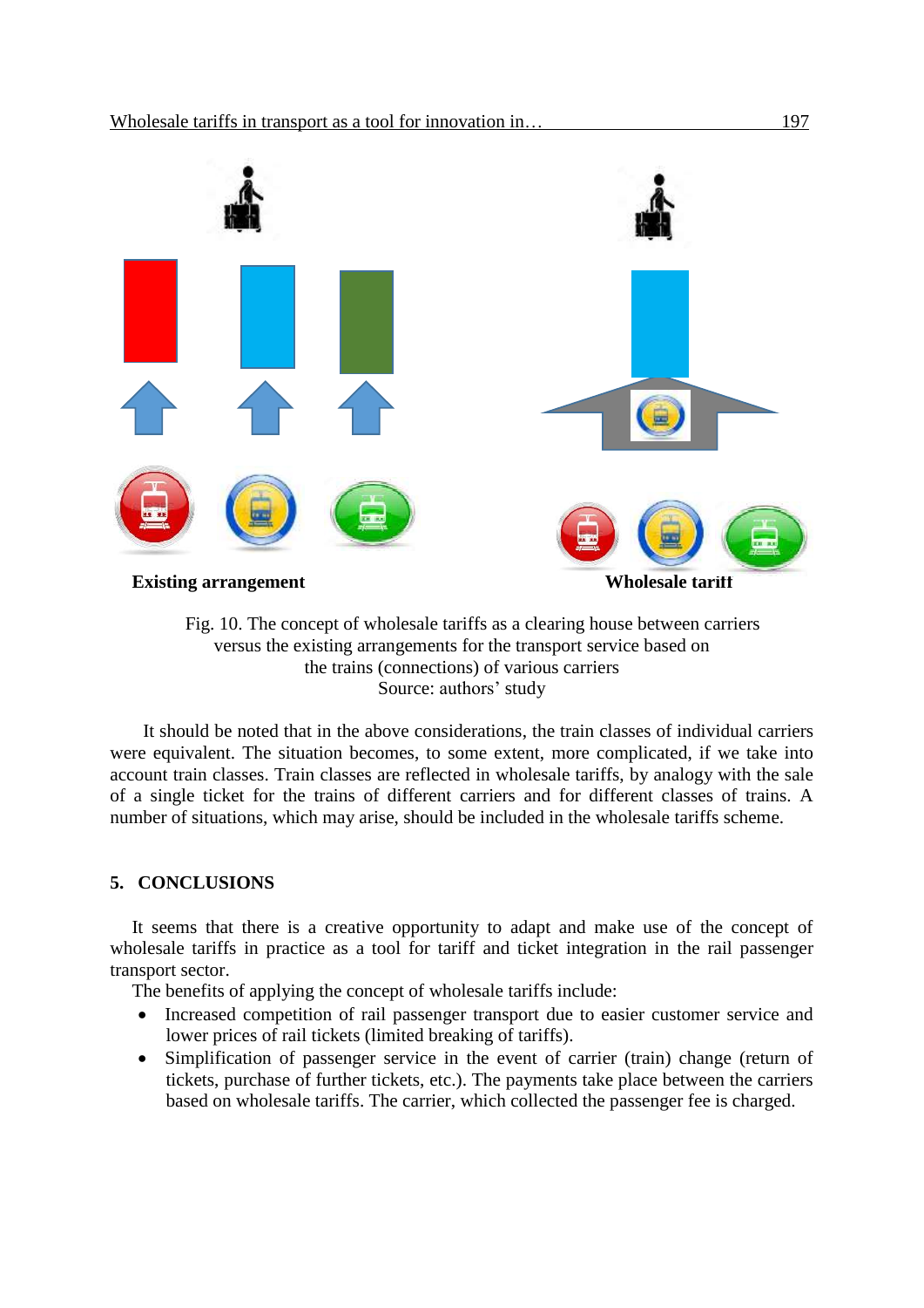Existing arrangement

Wholesale tariff

Fig. 10. The concept of wholesale tariffs as a clearing house between carriers versus the existing arrangements for the transport service based on the trains (connections) of various carriers
Source: authors' study

It should be noted that in the above considerations, the train classes of individual carriers were equivalent. The situation becomes, to some extent, more complicated, if we take into account train classes. Train classes are reflected in wholesale tariffs, by analogy with the sale of a single ticket for the trains of different carriers and for different classes of trains. A number of situations, which may arise, should be included in the wholesale tariffs scheme.

## 5. CONCLUSIONS

It seems that there is a creative opportunity to adapt and make use of the concept of wholesale tariffs in practice as a tool for tariff and ticket integration in the rail passenger transport sector.

The benefits of applying the concept of wholesale tariffs include:

- Increased competition of rail passenger transport due to easier customer service and lower prices of rail tickets (limited breaking of tariffs).
- Simplification of passenger service in the event of carrier (train) change (return of tickets, purchase of further tickets, etc.). The payments take place between the carriers based on wholesale tariffs. The carrier, which collected the passenger fee is charged.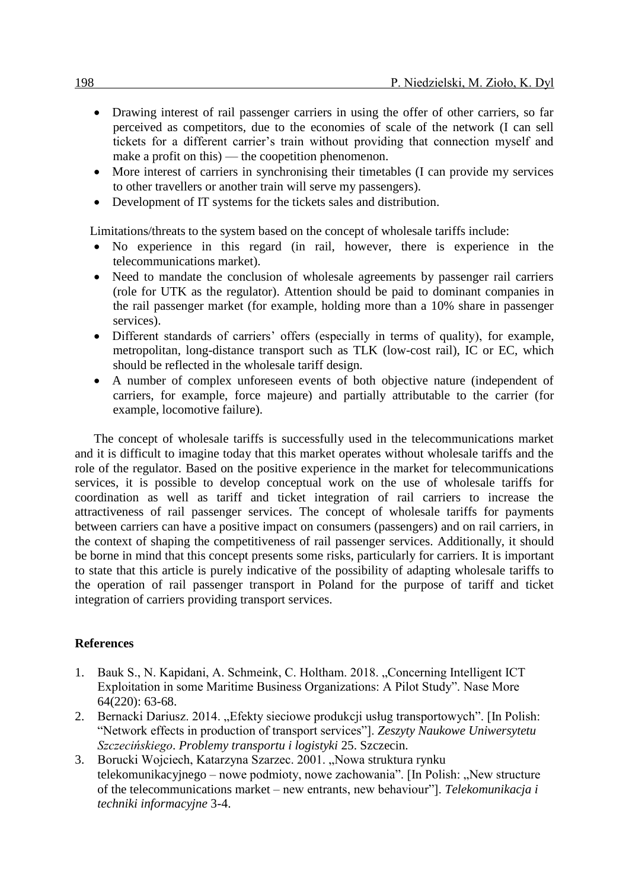- Drawing interest of rail passenger carriers in using the offer of other carriers, so far perceived as competitors, due to the economies of scale of the network (I can sell tickets for a different carrier's train without providing that connection myself and make a profit on this) — the coopetition phenomenon.
- More interest of carriers in synchronising their timetables (I can provide my services to other travellers or another train will serve my passengers).
- Development of IT systems for the tickets sales and distribution.

Limitations/threats to the system based on the concept of wholesale tariffs include:

- No experience in this regard (in rail, however, there is experience in the telecommunications market).
- Need to mandate the conclusion of wholesale agreements by passenger rail carriers (role for UTK as the regulator). Attention should be paid to dominant companies in the rail passenger market (for example, holding more than a 10% share in passenger services).
- Different standards of carriers' offers (especially in terms of quality), for example, metropolitan, long-distance transport such as TLK (low-cost rail), IC or EC, which should be reflected in the wholesale tariff design.
- A number of complex unforeseen events of both objective nature (independent of carriers, for example, force majeure) and partially attributable to the carrier (for example, locomotive failure).

The concept of wholesale tariffs is successfully used in the telecommunications market and it is difficult to imagine today that this market operates without wholesale tariffs and the role of the regulator. Based on the positive experience in the market for telecommunications services, it is possible to develop conceptual work on the use of wholesale tariffs for coordination as well as tariff and ticket integration of rail carriers to increase the attractiveness of rail passenger services. The concept of wholesale tariffs for payments between carriers can have a positive impact on consumers (passengers) and on rail carriers, in the context of shaping the competitiveness of rail passenger services. Additionally, it should be borne in mind that this concept presents some risks, particularly for carriers. It is important to state that this article is purely indicative of the possibility of adapting wholesale tariffs to the operation of rail passenger transport in Poland for the purpose of tariff and ticket integration of carriers providing transport services.

## References

1. Bauk S., N. Kapidani, A. Schmeink, C. Holtham. 2018. „Concerning Intelligent ICT Exploitation in some Maritime Business Organizations: A Pilot Study". Nase More 64(220): 63-68.
2. Bernacki Dariusz. 2014. „Efekty sieciowe produkcji usług transportowych". [In Polish: "Network effects in production of transport services"]. *Zeszyty Naukowe Uniwersytetu Szczecińskiego*. *Problemy transportu i logistyki* 25. Szczecin.
3. Borucki Wojciech, Katarzyna Szarzec. 2001. „Nowa struktura rynku telekomunikacyjnego – nowe podmioty, nowe zachowania". [In Polish: „New structure of the telecommunications market – new entrants, new behaviour"]. *Telekomunikacja i techniki informacyjne* 3-4.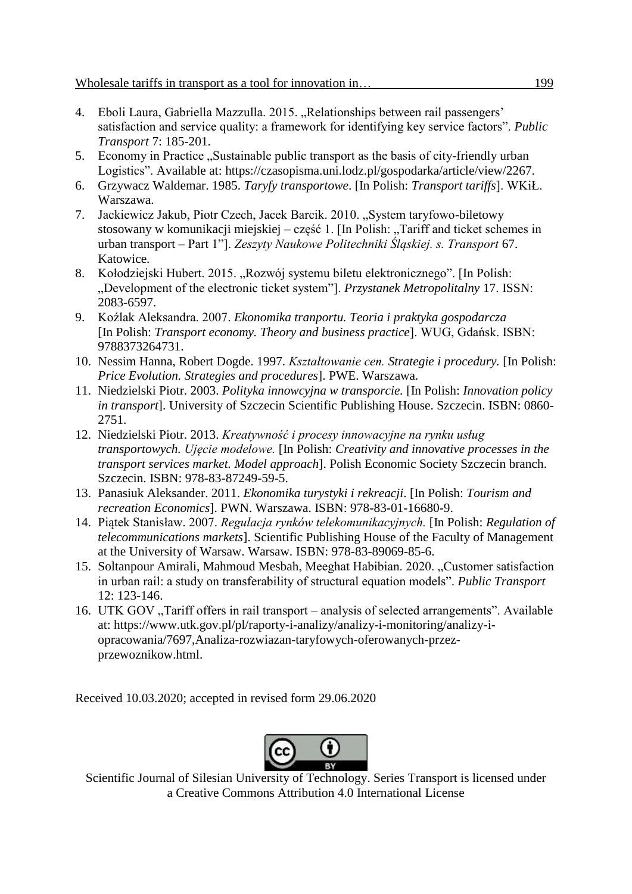4. Eboli Laura, Gabriella Mazzulla. 2015. „Relationships between rail passengers' satisfaction and service quality: a framework for identifying key service factors". *Public Transport* 7: 185-201.
5. Economy in Practice „Sustainable public transport as the basis of city-friendly urban Logistics". Available at: https://czasopisma.uni.lodz.pl/gospodarka/article/view/2267.
6. Grzywacz Waldemar. 1985. *Taryfy transportowe*. [In Polish: *Transport tariffs*]. WKiŁ. Warszawa.
7. Jackiewicz Jakub, Piotr Czech, Jacek Barcik. 2010. „System taryfowo-biletowy stosowany w komunikacji miejskiej – część 1. [In Polish: „Tariff and ticket schemes in urban transport – Part 1"]. *Zeszyty Naukowe Politechniki Śląskiej. s. Transport* 67. Katowice.
8. Kołodziejski Hubert. 2015. „Rozwój systemu biletu elektronicznego". [In Polish: „Development of the electronic ticket system"]. *Przystanek Metropolitalny* 17. ISSN: 2083-6597.
9. Koźlak Aleksandra. 2007. *Ekonomika tranportu. Teoria i praktyka gospodarcza* [In Polish: *Transport economy. Theory and business practice*]. WUG, Gdańsk. ISBN: 9788373264731.
10. Nessim Hanna, Robert Dogde. 1997. *Kształtowanie cen. Strategie i procedury.* [In Polish: *Price Evolution. Strategies and procedures*]. PWE. Warszawa.
11. Niedzielski Piotr. 2003. *Polityka innowcyjna w transporcie.* [In Polish: *Innovation policy in transport*]. University of Szczecin Scientific Publishing House. Szczecin. ISBN: 0860-2751.
12. Niedzielski Piotr. 2013. *Kreatywność i procesy innowacyjne na rynku usług transportowych. Ujęcie modelowe.* [In Polish: *Creativity and innovative processes in the transport services market. Model approach*]. Polish Economic Society Szczecin branch. Szczecin. ISBN: 978-83-87249-59-5.
13. Panasiuk Aleksander. 2011. *Ekonomika turystyki i rekreacji*. [In Polish: *Tourism and recreation Economics*]. PWN. Warszawa. ISBN: 978-83-01-16680-9.
14. Piątek Stanisław. 2007. *Regulacja rynków telekomunikacyjnych.* [In Polish: *Regulation of telecommunications markets*]. Scientific Publishing House of the Faculty of Management at the University of Warsaw. Warsaw. ISBN: 978-83-89069-85-6.
15. Soltanpour Amirali, Mahmoud Mesbah, Meeghat Habibian. 2020. „Customer satisfaction in urban rail: a study on transferability of structural equation models". *Public Transport* 12: 123-146.
16. UTK GOV „Tariff offers in rail transport – analysis of selected arrangements". Available at: https://www.utk.gov.pl/pl/raporty-i-analizy/analizy-i-monitoring/analizy-i-opracowania/7697,Analiza-rozwiazan-taryfowych-oferowanych-przez-przewoznikow.html.

Received 10.03.2020; accepted in revised form 29.06.2020

Scientific Journal of Silesian University of Technology. Series Transport is licensed under a Creative Commons Attribution 4.0 International License